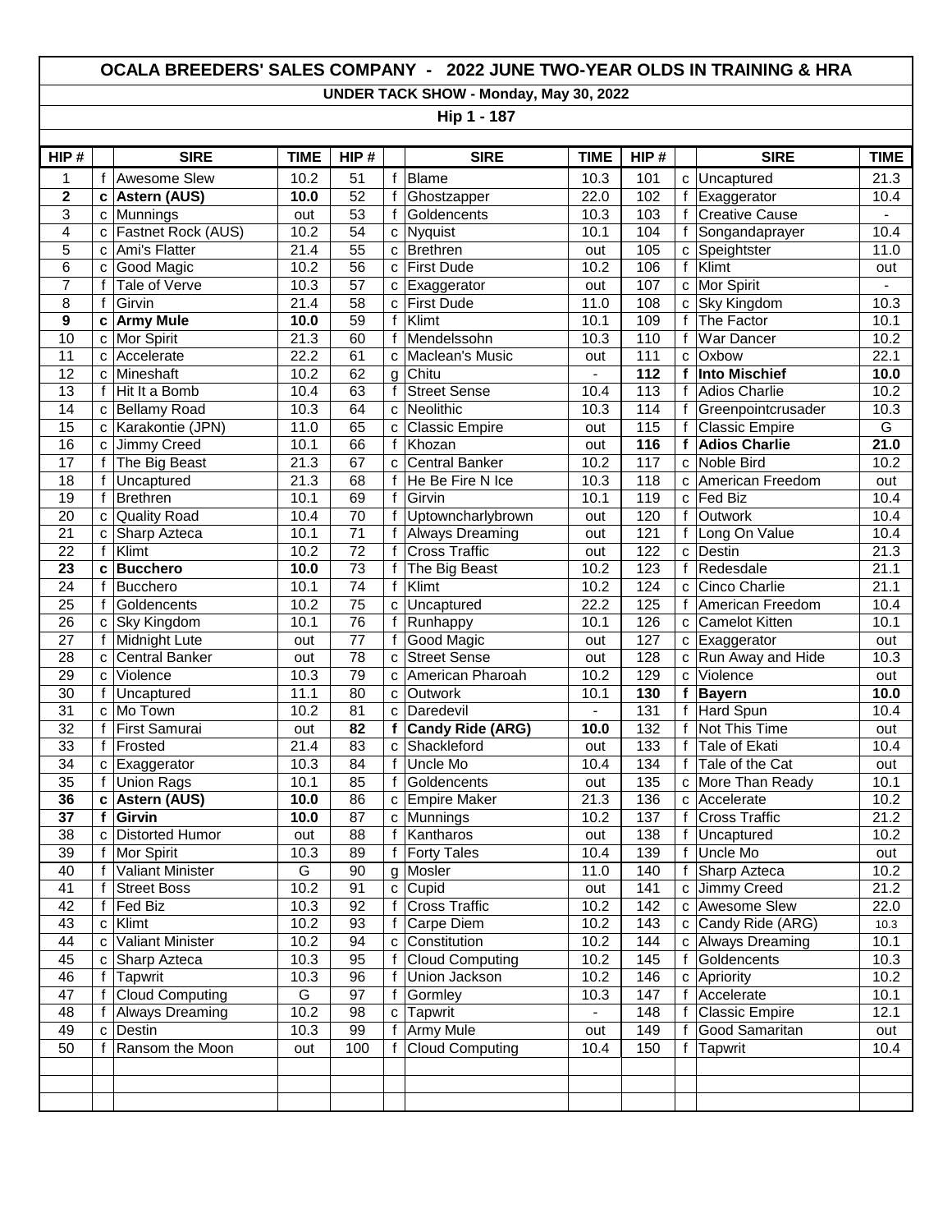# OCALA BREEDERS' SALES COMPANY - 2022 JUNE TWO-YEAR OLDS IN TRAINING & HRA

## UNDER TACK SHOW - Monday, May 30, 2022

### Hip 1 - 187

| HIP # | | SIRE | TIME | HIP # | | SIRE | TIME | HIP # | | SIRE | TIME |
|---|---|---|---|---|---|---|---|---|---|---|---|
| 1 | f | Awesome Slew | 10.2 | 51 | f | Blame | 10.3 | 101 | c | Uncaptured | 21.3 |
| **2** | **c** | **Astern (AUS)** | **10.0** | 52 | f | Ghostzapper | 22.0 | 102 | f | Exaggerator | 10.4 |
| 3 | c | Munnings | out | 53 | f | Goldencents | 10.3 | 103 | f | Creative Cause | - |
| 4 | c | Fastnet Rock (AUS) | 10.2 | 54 | c | Nyquist | 10.1 | 104 | f | Songandaprayer | 10.4 |
| 5 | c | Ami's Flatter | 21.4 | 55 | c | Brethren | out | 105 | c | Speightster | 11.0 |
| 6 | c | Good Magic | 10.2 | 56 | c | First Dude | 10.2 | 106 | f | Klimt | out |
| 7 | f | Tale of Verve | 10.3 | 57 | c | Exaggerator | out | 107 | c | Mor Spirit | - |
| 8 | f | Girvin | 21.4 | 58 | c | First Dude | 11.0 | 108 | c | Sky Kingdom | 10.3 |
| **9** | **c** | **Army Mule** | **10.0** | 59 | f | Klimt | 10.1 | 109 | f | The Factor | 10.1 |
| 10 | c | Mor Spirit | 21.3 | 60 | f | Mendelssohn | 10.3 | 110 | f | War Dancer | 10.2 |
| 11 | c | Accelerate | 22.2 | 61 | c | Maclean's Music | out | 111 | c | Oxbow | 22.1 |
| 12 | c | Mineshaft | 10.2 | 62 | g | Chitu | - | **112** | **f** | **Into Mischief** | **10.0** |
| 13 | f | Hit It a Bomb | 10.4 | 63 | f | Street Sense | 10.4 | 113 | f | Adios Charlie | 10.2 |
| 14 | c | Bellamy Road | 10.3 | 64 | c | Neolithic | 10.3 | 114 | f | Greenpointcrusader | 10.3 |
| 15 | c | Karakontie (JPN) | 11.0 | 65 | c | Classic Empire | out | 115 | f | Classic Empire | G |
| 16 | c | Jimmy Creed | 10.1 | 66 | f | Khozan | out | **116** | **f** | **Adios Charlie** | **21.0** |
| 17 | f | The Big Beast | 21.3 | 67 | c | Central Banker | 10.2 | 117 | c | Noble Bird | 10.2 |
| 18 | f | Uncaptured | 21.3 | 68 | f | He Be Fire N Ice | 10.3 | 118 | c | American Freedom | out |
| 19 | f | Brethren | 10.1 | 69 | f | Girvin | 10.1 | 119 | c | Fed Biz | 10.4 |
| 20 | c | Quality Road | 10.4 | 70 | f | Uptowncharlybrown | out | 120 | f | Outwork | 10.4 |
| 21 | c | Sharp Azteca | 10.1 | 71 | f | Always Dreaming | out | 121 | f | Long On Value | 10.4 |
| 22 | f | Klimt | 10.2 | 72 | f | Cross Traffic | out | 122 | c | Destin | 21.3 |
| **23** | **c** | **Bucchero** | **10.0** | 73 | f | The Big Beast | 10.2 | 123 | f | Redesdale | 21.1 |
| 24 | f | Bucchero | 10.1 | 74 | f | Klimt | 10.2 | 124 | c | Cinco Charlie | 21.1 |
| 25 | f | Goldencents | 10.2 | 75 | c | Uncaptured | 22.2 | 125 | f | American Freedom | 10.4 |
| 26 | c | Sky Kingdom | 10.1 | 76 | f | Runhappy | 10.1 | 126 | c | Camelot Kitten | 10.1 |
| 27 | f | Midnight Lute | out | 77 | f | Good Magic | out | 127 | c | Exaggerator | out |
| 28 | c | Central Banker | out | 78 | c | Street Sense | out | 128 | c | Run Away and Hide | 10.3 |
| 29 | c | Violence | 10.3 | 79 | c | American Pharoah | 10.2 | 129 | c | Violence | out |
| 30 | f | Uncaptured | 11.1 | 80 | c | Outwork | 10.1 | **130** | **f** | **Bayern** | **10.0** |
| 31 | c | Mo Town | 10.2 | 81 | c | Daredevil | - | 131 | f | Hard Spun | 10.4 |
| 32 | f | First Samurai | out | **82** | **f** | **Candy Ride (ARG)** | **10.0** | 132 | f | Not This Time | out |
| 33 | f | Frosted | 21.4 | 83 | c | Shackleford | out | 133 | f | Tale of Ekati | 10.4 |
| 34 | c | Exaggerator | 10.3 | 84 | f | Uncle Mo | 10.4 | 134 | f | Tale of the Cat | out |
| 35 | f | Union Rags | 10.1 | 85 | f | Goldencents | out | 135 | c | More Than Ready | 10.1 |
| **36** | **c** | **Astern (AUS)** | **10.0** | 86 | c | Empire Maker | 21.3 | 136 | c | Accelerate | 10.2 |
| **37** | **f** | **Girvin** | **10.0** | 87 | c | Munnings | 10.2 | 137 | f | Cross Traffic | 21.2 |
| 38 | c | Distorted Humor | out | 88 | f | Kantharos | out | 138 | f | Uncaptured | 10.2 |
| 39 | f | Mor Spirit | 10.3 | 89 | f | Forty Tales | 10.4 | 139 | f | Uncle Mo | out |
| 40 | f | Valiant Minister | G | 90 | g | Mosler | 11.0 | 140 | f | Sharp Azteca | 10.2 |
| 41 | f | Street Boss | 10.2 | 91 | c | Cupid | out | 141 | c | Jimmy Creed | 21.2 |
| 42 | f | Fed Biz | 10.3 | 92 | f | Cross Traffic | 10.2 | 142 | c | Awesome Slew | 22.0 |
| 43 | c | Klimt | 10.2 | 93 | f | Carpe Diem | 10.2 | 143 | c | Candy Ride (ARG) | 10.3 |
| 44 | c | Valiant Minister | 10.2 | 94 | c | Constitution | 10.2 | 144 | c | Always Dreaming | 10.1 |
| 45 | c | Sharp Azteca | 10.3 | 95 | f | Cloud Computing | 10.2 | 145 | f | Goldencents | 10.3 |
| 46 | f | Tapwrit | 10.3 | 96 | f | Union Jackson | 10.2 | 146 | c | Apriority | 10.2 |
| 47 | f | Cloud Computing | G | 97 | f | Gormley | 10.3 | 147 | f | Accelerate | 10.1 |
| 48 | f | Always Dreaming | 10.2 | 98 | c | Tapwrit | - | 148 | f | Classic Empire | 12.1 |
| 49 | c | Destin | 10.3 | 99 | f | Army Mule | out | 149 | f | Good Samaritan | out |
| 50 | f | Ransom the Moon | out | 100 | f | Cloud Computing | 10.4 | 150 | f | Tapwrit | 10.4 |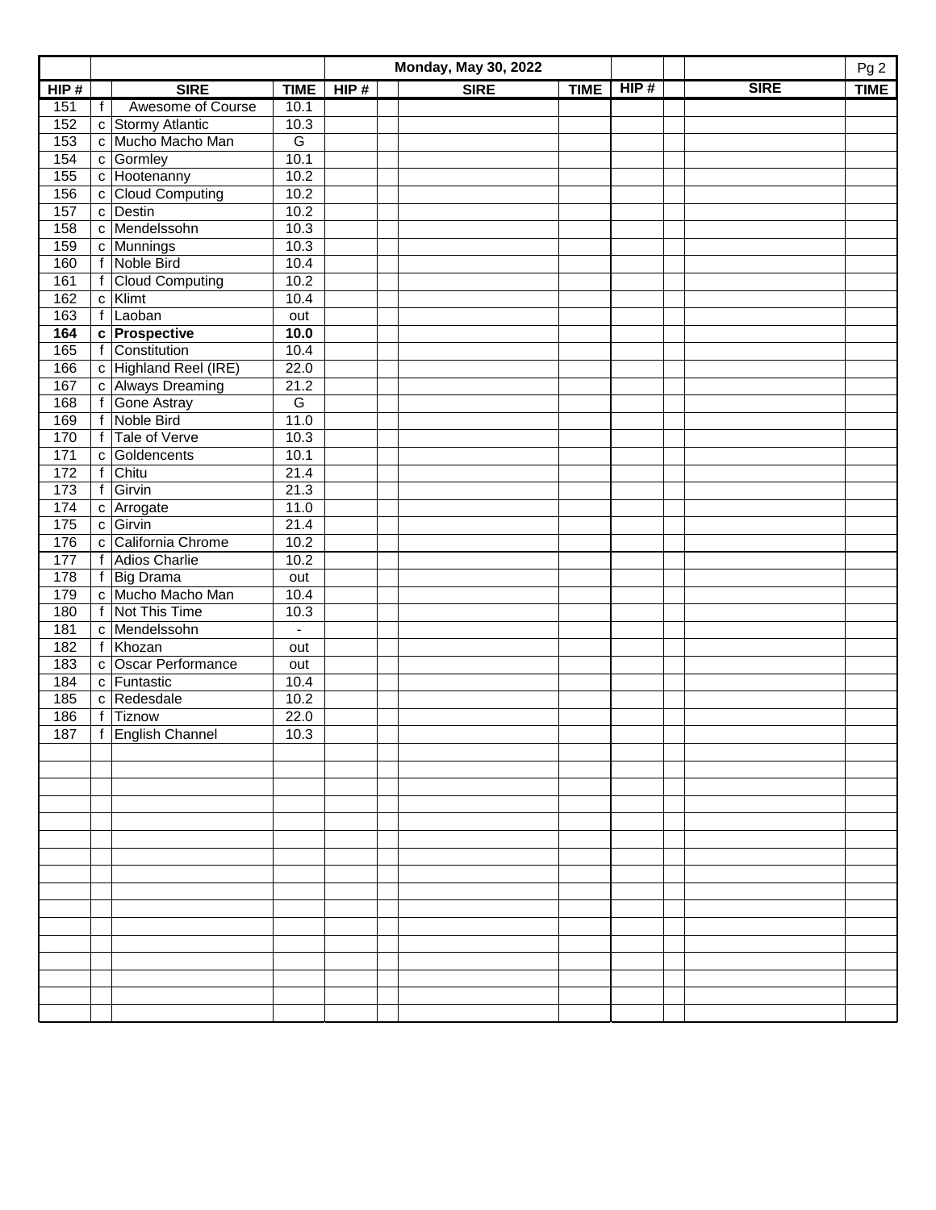| | | | | Monday, May 30, 2022 | | | | | | | Pg 2 |
|---|---|---|---|---|---|---|---|---|---|---|---|
| HIP # | | SIRE | TIME | HIP # | | SIRE | TIME | HIP # | | SIRE | TIME |
| 151 | f | Awesome of Course | 10.1 | | | | | | | | |
| 152 | c | Stormy Atlantic | 10.3 | | | | | | | | |
| 153 | c | Mucho Macho Man | G | | | | | | | | |
| 154 | c | Gormley | 10.1 | | | | | | | | |
| 155 | c | Hootenanny | 10.2 | | | | | | | | |
| 156 | c | Cloud Computing | 10.2 | | | | | | | | |
| 157 | c | Destin | 10.2 | | | | | | | | |
| 158 | c | Mendelssohn | 10.3 | | | | | | | | |
| 159 | c | Munnings | 10.3 | | | | | | | | |
| 160 | f | Noble Bird | 10.4 | | | | | | | | |
| 161 | f | Cloud Computing | 10.2 | | | | | | | | |
| 162 | c | Klimt | 10.4 | | | | | | | | |
| 163 | f | Laoban | out | | | | | | | | |
| **164** | **c** | **Prospective** | **10.0** | | | | | | | | |
| 165 | f | Constitution | 10.4 | | | | | | | | |
| 166 | c | Highland Reel (IRE) | 22.0 | | | | | | | | |
| 167 | c | Always Dreaming | 21.2 | | | | | | | | |
| 168 | f | Gone Astray | G | | | | | | | | |
| 169 | f | Noble Bird | 11.0 | | | | | | | | |
| 170 | f | Tale of Verve | 10.3 | | | | | | | | |
| 171 | c | Goldencents | 10.1 | | | | | | | | |
| 172 | f | Chitu | 21.4 | | | | | | | | |
| 173 | f | Girvin | 21.3 | | | | | | | | |
| 174 | c | Arrogate | 11.0 | | | | | | | | |
| 175 | c | Girvin | 21.4 | | | | | | | | |
| 176 | c | California Chrome | 10.2 | | | | | | | | |
| 177 | f | Adios Charlie | 10.2 | | | | | | | | |
| 178 | f | Big Drama | out | | | | | | | | |
| 179 | c | Mucho Macho Man | 10.4 | | | | | | | | |
| 180 | f | Not This Time | 10.3 | | | | | | | | |
| 181 | c | Mendelssohn | - | | | | | | | | |
| 182 | f | Khozan | out | | | | | | | | |
| 183 | c | Oscar Performance | out | | | | | | | | |
| 184 | c | Funtastic | 10.4 | | | | | | | | |
| 185 | c | Redesdale | 10.2 | | | | | | | | |
| 186 | f | Tiznow | 22.0 | | | | | | | | |
| 187 | f | English Channel | 10.3 | | | | | | | | |